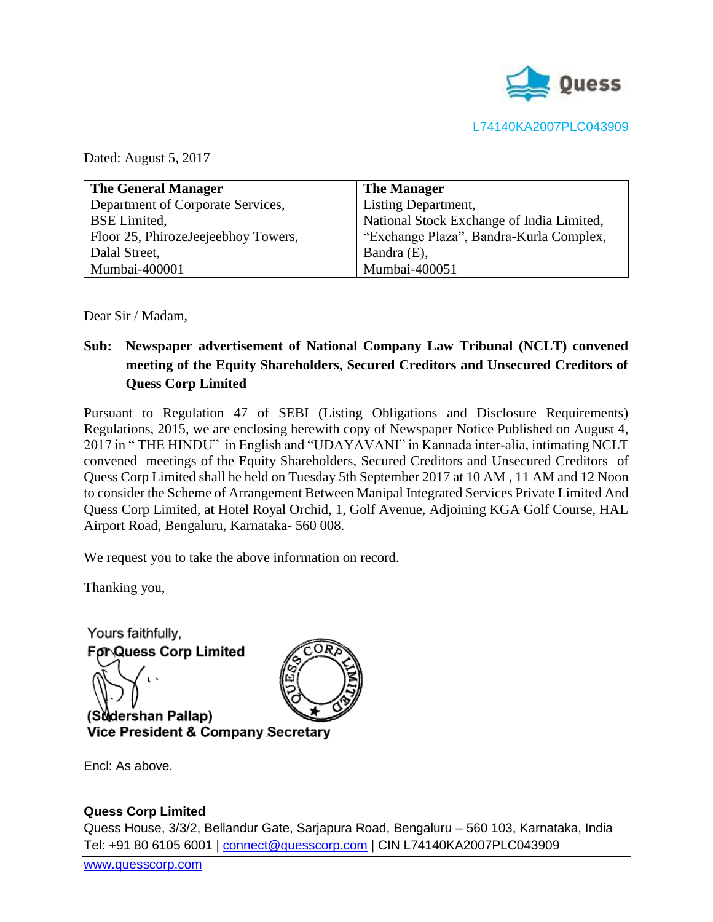Quess

L74140KA2007PLC043909

Dated: August 5, 2017

| **The General Manager** | **The Manager** |
|---|---|
| Department of Corporate Services, | Listing Department, |
| BSE Limited, | National Stock Exchange of India Limited, |
| Floor 25, PhirozeJeejeebhoy Towers, | "Exchange Plaza", Bandra-Kurla Complex, |
| Dalal Street, | Bandra (E), |
| Mumbai-400001 | Mumbai-400051 |

Dear Sir / Madam,

**Sub: Newspaper advertisement of National Company Law Tribunal (NCLT) convened meeting of the Equity Shareholders, Secured Creditors and Unsecured Creditors of Quess Corp Limited**

Pursuant to Regulation 47 of SEBI (Listing Obligations and Disclosure Requirements) Regulations, 2015, we are enclosing herewith copy of Newspaper Notice Published on August 4, 2017 in " THE HINDU" in English and "UDAYAVANI" in Kannada inter-alia, intimating NCLT convened meetings of the Equity Shareholders, Secured Creditors and Unsecured Creditors of Quess Corp Limited shall he held on Tuesday 5th September 2017 at 10 AM , 11 AM and 12 Noon to consider the Scheme of Arrangement Between Manipal Integrated Services Private Limited And Quess Corp Limited, at Hotel Royal Orchid, 1, Golf Avenue, Adjoining KGA Golf Course, HAL Airport Road, Bengaluru, Karnataka- 560 008.

We request you to take the above information on record.

Thanking you,

Yours faithfully,
**For Quess Corp Limited**

**(Sudershan Pallap)**
**Vice President & Company Secretary**

Encl: As above.

**Quess Corp Limited**
Quess House, 3/3/2, Bellandur Gate, Sarjapura Road, Bengaluru – 560 103, Karnataka, India
Tel: +91 80 6105 6001 | connect@quesscorp.com | CIN L74140KA2007PLC043909
www.quesscorp.com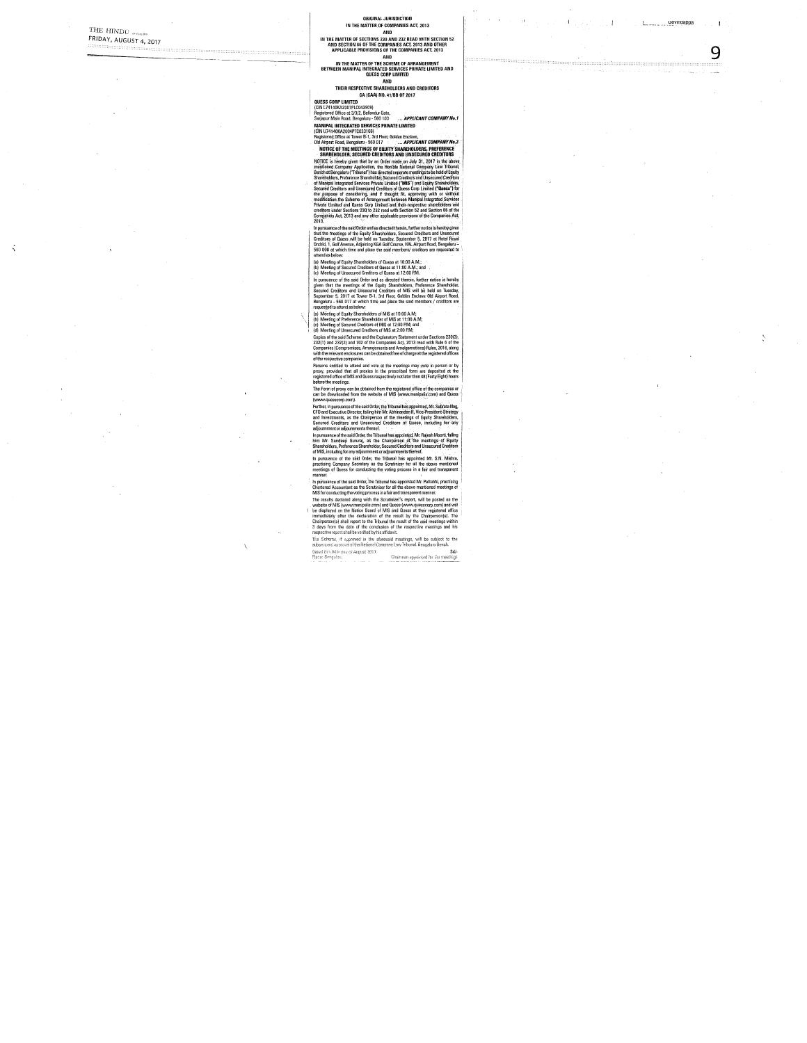ORIGINAL JURISDICTION

IN THE MATTER OF COMPANIES ACT, 2013

AND

IN THE MATTER OF SECTIONS 230 AND 232 READ WITH SECTION 52 AND SECTION 66 OF THE COMPANIES ACT, 2013 AND OTHER APPLICABLE PROVISIONS OF THE COMPANIES ACT, 2013

AND

IN THE MATTER OF THE SCHEME OF ARRANGEMENT BETWEEN MANIPAL INTEGRATED SERVICES PRIVATE LIMITED AND QUESS CORP LIMITED

AND

THEIR RESPECTIVE SHAREHOLDERS AND CREDITORS

CA (CAA) NO. 41/BB OF 2017

**QUESS CORP LIMITED**
(CIN L74140KA2007PLC043909)
Registered Office at 3/3/2, Bellandur Gate,
Sarjapur Main Road, Bengaluru - 560 103 ... ***APPLICANT COMPANY No.1***

**MANIPAL INTEGRATED SERVICES PRIVATE LIMITED**
(CIN U74140KA2004PTC033168)
Registered Office at Tower B-1, 3rd Floor, Golden Enclave,
Old Airport Road, Bengaluru - 560 017 ... ***APPLICANT COMPANY No.2***

**NOTICE OF THE MEETINGS OF EQUITY SHAREHOLDERS, PREFERENCE SHAREHOLDER, SECURED CREDITORS AND UNSECURED CREDITORS**

NOTICE is hereby given that by an Order made on July 31, 2017 in the above mentioned Company Application, the Hon'ble National Company Law Tribunal, Bench at Bengaluru ("Tribunal") has directed separate meetings to be held of Equity Shareholders, Preference Shareholder, Secured Creditors and Unsecured Creditors of Manipal Integrated Services Private Limited ("MIS") and Equity Shareholders, Secured Creditors and Unsecured Creditors of Quess Corp Limited ("Quess") for the purpose of considering, and if thought fit, approving with or without modification the Scheme of Arrangement between Manipal Integrated Services Private Limited and Quess Corp Limited and their respective shareholders and creditors under Sections 230 to 232 read with Section 52 and Section 66 of the Companies Act, 2013 and any other applicable provisions of the Companies Act, 2013.

In pursuance of the said Order and as directed therein, further notice is hereby given that the meetings of the Equity Shareholders, Secured Creditors and Unsecured Creditors of Quess will be held on Tuesday, September 5, 2017 at Hotel Royal Orchid, 1, Golf Avenue, Adjoining KGA Golf Course, HAL Airport Road, Bengaluru - 560 008 at which time and place the said members/ creditors are requested to attend as below:

(a) Meeting of Equity Shareholders of Quess at 10:00 A.M.;
(b) Meeting of Secured Creditors of Quess at 11:00 A.M.; and
(c) Meeting of Unsecured Creditors of Quess at 12:00 P.M.

In pursuance of the said Order and as directed therein, further notice is hereby given that the meetings of the Equity Shareholders, Preference Shareholder, Secured Creditors and Unsecured Creditors of MIS will be held on Tuesday, September 5, 2017 at Tower B-1, 3rd Floor, Golden Enclave Old Airport Road, Bengaluru - 560 017 at which time and place the said members / creditors are requested to attend as below:

(a) Meeting of Equity Shareholders of MIS at 10:00 A.M;
(b) Meeting of Preference Shareholder of MIS at 11:00 A.M;
(c) Meeting of Secured Creditors of MIS at 12:00 P.M; and
(d) Meeting of Unsecured Creditors of MIS at 2:00 P.M;

Copies of the said Scheme and the Explanatory Statement under Sections 230(3), 232(1) and 232(2) and 102 of the Companies Act, 2013 read with Rule 6 of the Companies (Compromises, Arrangements and Amalgamations) Rules, 2016, along with the relevant enclosures can be obtained free of charge at the registered offices of the respective companies.

Persons entitled to attend and vote at the meetings may vote in person or by proxy, provided that all proxies in the prescribed form are deposited at the registered office of MIS and Quess respectively not later than 48 (Forty Eight) hours before the meetings.

The Form of proxy can be obtained from the registered office of the companies or can be downloaded from the website of MIS (www.manipalis.com) and Quess (www.quesscorp.com).

Further, in pursuance of the said Order, the Tribunal has appointed, Mr. Subrata Nag, CFO and Executive Director, failing him Mr. Abhinandan R, Vice-President-Strategy and Investments, as the Chairperson of the meetings of Equity Shareholders, Secured Creditors and Unsecured Creditors of Quess, including for any adjournment or adjournments thereof.

In pursuance of the said Order, the Tribunal has appointed, Mr. Rajesh Moorti, failing him Mr. Sandeep Gururaj, as the Chairperson of the meetings of Equity Shareholders, Preference Shareholder, Secured Creditors and Unsecured Creditors of MIS, including for any adjournment or adjournments thereof.

In pursuance of the said Order, the Tribunal has appointed Mr. S.N. Mishra, practising Company Secretary as the Scrutinizer for all the above mentioned meetings of Quess for conducting the voting process in a fair and transparent manner.

In pursuance of the said Order, the Tribunal has appointed Mr. Pattabhi, practising Chartered Accountant as the Scrutinizer for all the above mentioned meetings of MIS for conducting the voting process in a fair and transparent manner.

The results declared along with the Scrutinizer's report, will be posted on the website of MIS (www.manipalis.com) and Quess (www.quesscorp.com) and will be displayed on the Notice Board of MIS and Quess at their registered office immediately after the declaration of the result by the Chairperson(s). The Chairperson(s) shall report to the Tribunal the result of the said meetings within 3 days from the date of the conclusion of the respective meetings and his respective report shall be verified by his affidavit.

The Scheme, if approved in the aforesaid meetings, will be subject to the subsequent approval of the National Company Law Tribunal, Bengaluru Bench.

Dated this 04th day of August, 2017 Sd/-
Place: Bengaluru Chairman appointed for the meetings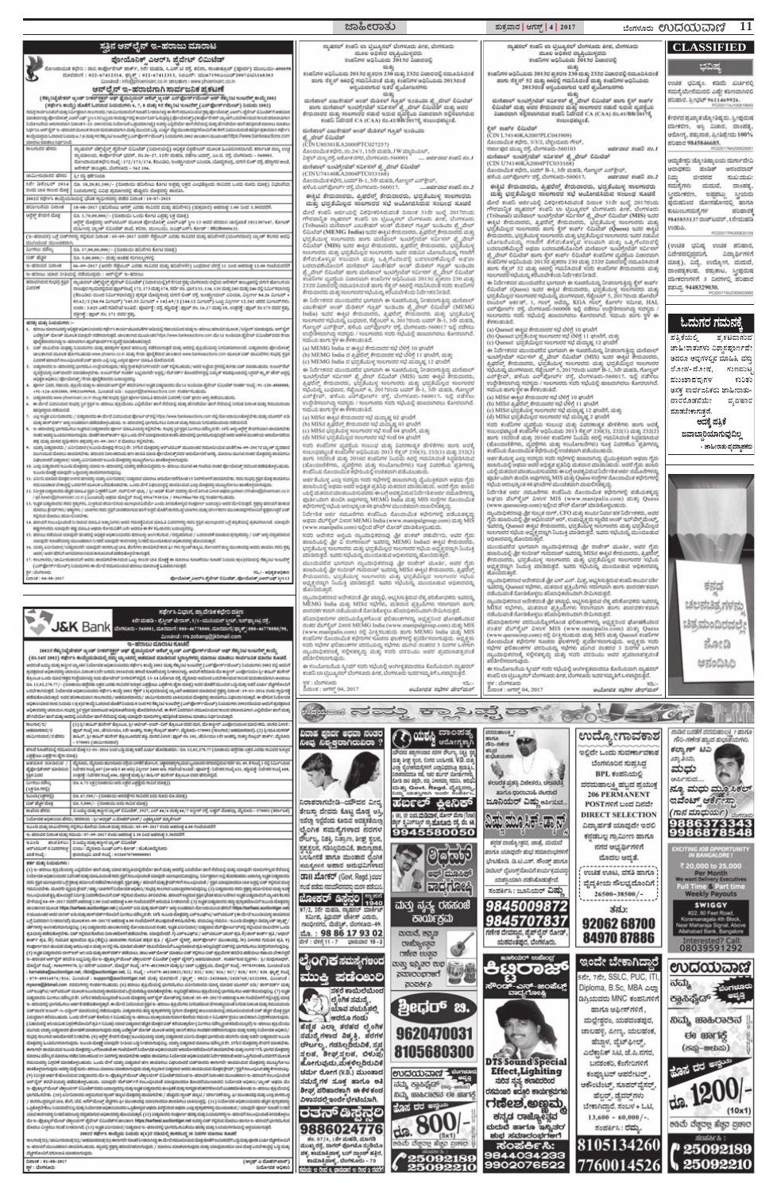## ಸ್ಥಿರ ಆನ್‌ಲೈನ್ ಇ-ಹರಾಜು ಮಾರಾಟ

**ಫೋಯೆನಿಕ್ಸ್ ಎಆರ್‌ಸಿ ಪ್ರೈವೇಟ್ ಲಿಮಿಟೆಡ್**

### ಆನ್‌ಲೈನ್ ಇ-ಹರಾಜಿಗಾಗಿ ಸಾರ್ವಜನಿಕ ಪ್ರಕಟಣೆ

---

**J&K Bank**

---

**ಕ್ವೆಸ್ ಕಾರ್ಪ್ ಲಿಮಿಟೆಡ್**
(CIN L74140KA2007PLC043909)

---

# CLASSIFIED

## ಭದ್ರತೆ

---

## ಓದುಗರ ಗಮನಕ್ಕೆ

ಪತ್ರಿಕೆಯಲ್ಲಿ ಪ್ರಕಟವಾಗುವ ಜಾಹೀರಾತುಗಳ ವಿಶ್ವಾಸಾರ್ಹತೆ ಅಥವಾ ಅವುಗಳಲ್ಲಿರುವ ಮಾಹಿತಿ, ವಸ್ತು ಲೋಪ-ದೋಷ, ಗುಣಮಟ್ಟ ಮುಂತಾದವುಗಳ ಕುರಿತು ಆಸಕ್ತ ಸಾರ್ವಜನಿಕರು ಜಾಹೀರಾತುದಾರರೊಡನೆ ವ್ಯವಹಾರ ಮಾಡಬೇಕಾಗುತ್ತದೆ. ಆದ್ದರಿಂದ ಪತ್ರಿಕೆ ಜವಾಬ್ದಾರಿಯಾಗಿರುವುದಿಲ್ಲ.

- ಜಾಹೀರಾತು ವ್ಯವಸ್ಥಾಪಕರು

---

ಕನ್ನಡ ಚಲನಚಿತ್ರಗಳನ್ನು ಚಿತ್ರಮಂದಿರದಲ್ಲೇ ನೋಡಿ ಆನಂದಿಸಿ

---

**ಉದಯವಾಣಿ**

**ಹರ್ಬಲ್ ಕ್ಲಿನಿಕ್**
9945580050

9845009872
9845707837

**ಉದ್ಯೋಗಾವಕಾಶ**
206 PERMANENT POST
DIRECT SELECTION
26500-38500/-
92062 68700
84970 87886

9886373343
9986878548

**EXCITING JOB OPPORTUNITY IN BANGALORE**
₹ 20,000 to 25,000 Per Month
We want Delivery Executives
Full Time | Part Time
Weekly Payouts
SWIGGY
#22, 80 Feet Road, Koramangala 4th Block, Near Maharaja Signal, Above Coffee Day
Interested? Call: 08039591292

**ಲೈಂಗಿಕ ಸಮಸ್ಯೆಗಳಿಂದ ಮುಕ್ತಿ ಪಡೆಯಿರಿ**
98 86 17 93 02

**ಶ್ರೀಧರ್ ಬಿ.**
9620470031
8105680300

**ಕಿಟ್ಟಿರಾಜ್**
DTS Sound Special Effect, Lighting
9844034233
9900076522

8105134260
7760014526

9886024776

ಉದಯವಾಣಿ ಕ್ಲಾಸಿಫೈಡ್
ರೂ. 800/-
25092189
25092210

ಉದಯವಾಣಿ
ನಿಮ್ಮ ಜಾಹೀರಾತಿನ ಈ ಜಾಗದಲ್ಲಿ
ರೂ. 1200/- (10x1)
25092189
25092210